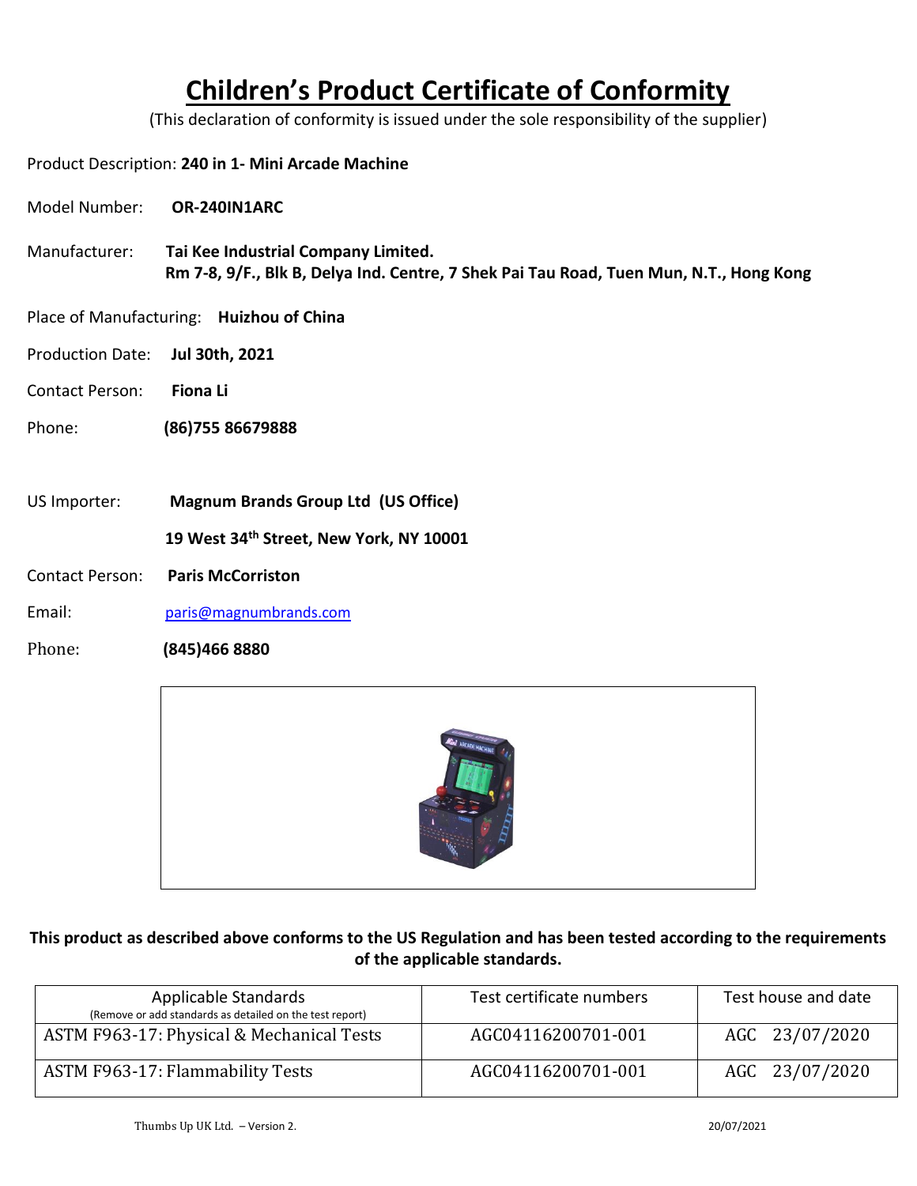# Children's Product Certificate of Conformity

(This declaration of conformity is issued under the sole responsibility of the supplier)

Product Description: **240 in 1- Mini Arcade Machine**

Model Number: **OR-240IN1ARC**

Manufacturer: **Tai Kee Industrial Company Limited.**
**Rm 7-8, 9/F., Blk B, Delya Ind. Centre, 7 Shek Pai Tau Road, Tuen Mun, N.T., Hong Kong**

Place of Manufacturing: **Huizhou of China**

Production Date: **Jul 30th, 2021**

Contact Person: **Fiona Li**

Phone: **(86)755 86679888**

US Importer: **Magnum Brands Group Ltd (US Office)**

**19 West 34th Street, New York, NY 10001**

Contact Person: **Paris McCorriston**

Email: paris@magnumbrands.com

Phone: **(845)466 8880**

**This product as described above conforms to the US Regulation and has been tested according to the requirements of the applicable standards.**

| Applicable Standards (Remove or add standards as detailed on the test report) | Test certificate numbers | Test house and date |
|---|---|---|
| ASTM F963-17: Physical & Mechanical Tests | AGC04116200701-001 | AGC 23/07/2020 |
| ASTM F963-17: Flammability Tests | AGC04116200701-001 | AGC 23/07/2020 |

Thumbs Up UK Ltd. – Version 2. 20/07/2021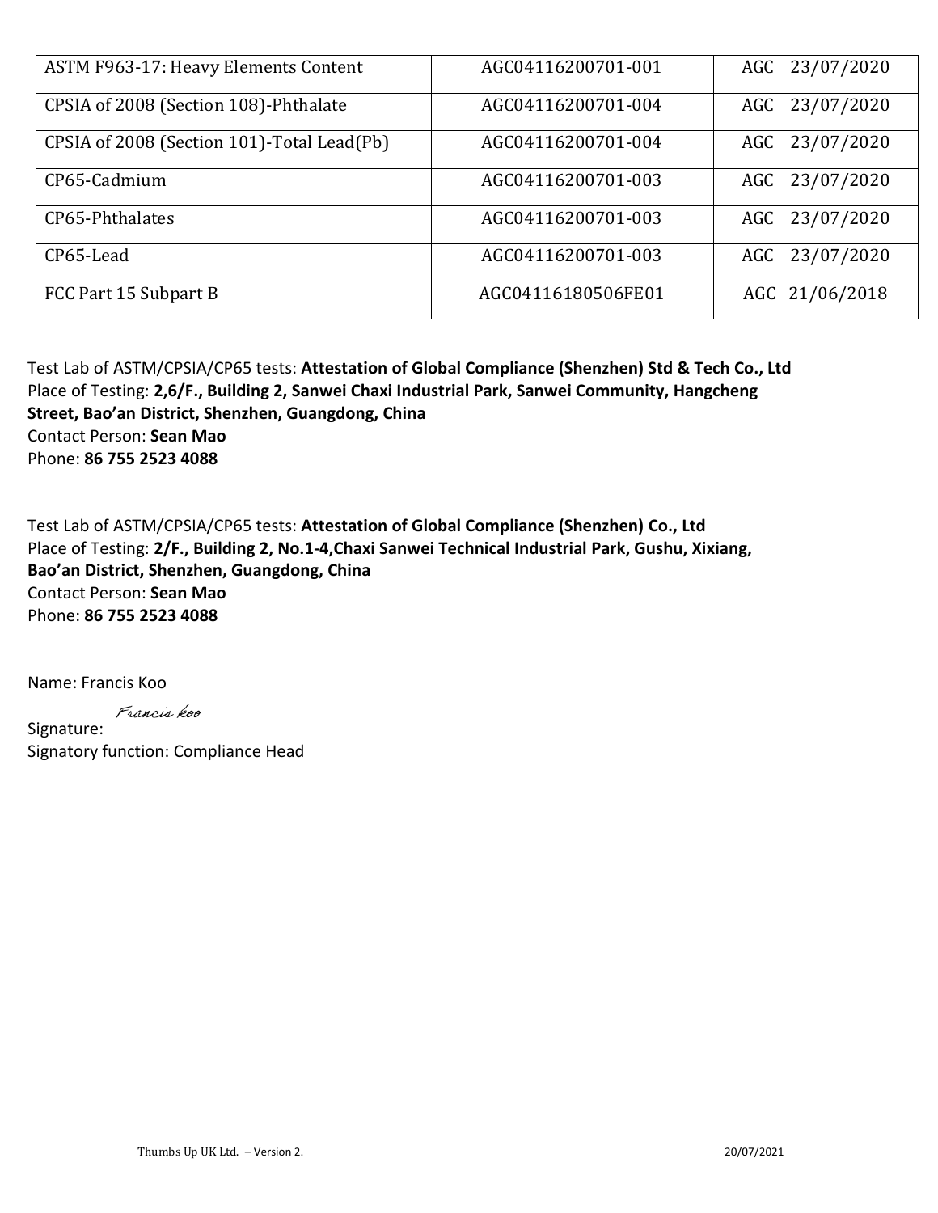| | | |
|---|---|---|
| ASTM F963-17: Heavy Elements Content | AGC04116200701-001 | AGC 23/07/2020 |
| CPSIA of 2008 (Section 108)-Phthalate | AGC04116200701-004 | AGC 23/07/2020 |
| CPSIA of 2008 (Section 101)-Total Lead(Pb) | AGC04116200701-004 | AGC 23/07/2020 |
| CP65-Cadmium | AGC04116200701-003 | AGC 23/07/2020 |
| CP65-Phthalates | AGC04116200701-003 | AGC 23/07/2020 |
| CP65-Lead | AGC04116200701-003 | AGC 23/07/2020 |
| FCC Part 15 Subpart B | AGC04116180506FE01 | AGC 21/06/2018 |

Test Lab of ASTM/CPSIA/CP65 tests: **Attestation of Global Compliance (Shenzhen) Std & Tech Co., Ltd**
Place of Testing: **2,6/F., Building 2, Sanwei Chaxi Industrial Park, Sanwei Community, Hangcheng Street, Bao'an District, Shenzhen, Guangdong, China**
Contact Person: **Sean Mao**
Phone: **86 755 2523 4088**

Test Lab of ASTM/CPSIA/CP65 tests: **Attestation of Global Compliance (Shenzhen) Co., Ltd**
Place of Testing: **2/F., Building 2, No.1-4,Chaxi Sanwei Technical Industrial Park, Gushu, Xixiang, Bao'an District, Shenzhen, Guangdong, China**
Contact Person: **Sean Mao**
Phone: **86 755 2523 4088**

Name: Francis Koo

Signature: *Francis koo*

Signatory function: Compliance Head

Thumbs Up UK Ltd. – Version 2. 20/07/2021